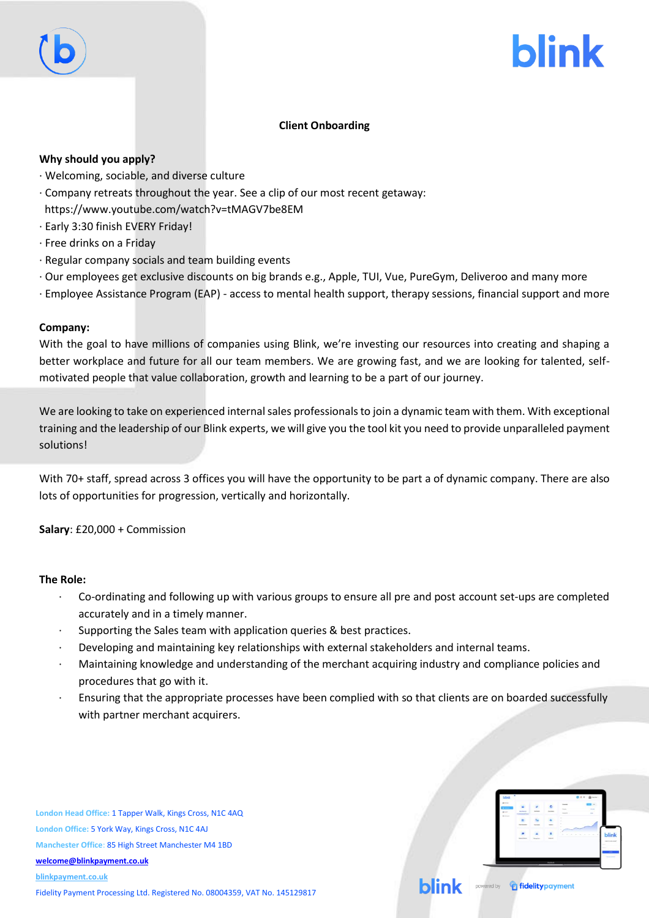# Client Onboarding

**Why should you apply?**

- Welcoming, sociable, and diverse culture
- Company retreats throughout the year. See a clip of our most recent getaway: https://www.youtube.com/watch?v=tMAGV7be8EM
- Early 3:30 finish EVERY Friday!
- Free drinks on a Friday
- Regular company socials and team building events
- Our employees get exclusive discounts on big brands e.g., Apple, TUI, Vue, PureGym, Deliveroo and many more
- Employee Assistance Program (EAP) - access to mental health support, therapy sessions, financial support and more

**Company:**

With the goal to have millions of companies using Blink, we're investing our resources into creating and shaping a better workplace and future for all our team members. We are growing fast, and we are looking for talented, self-motivated people that value collaboration, growth and learning to be a part of our journey.

We are looking to take on experienced internal sales professionals to join a dynamic team with them. With exceptional training and the leadership of our Blink experts, we will give you the tool kit you need to provide unparalleled payment solutions!

With 70+ staff, spread across 3 offices you will have the opportunity to be part a of dynamic company. There are also lots of opportunities for progression, vertically and horizontally.

**Salary**: £20,000 + Commission

**The Role:**

- Co-ordinating and following up with various groups to ensure all pre and post account set-ups are completed accurately and in a timely manner.
- Supporting the Sales team with application queries & best practices.
- Developing and maintaining key relationships with external stakeholders and internal teams.
- Maintaining knowledge and understanding of the merchant acquiring industry and compliance policies and procedures that go with it.
- Ensuring that the appropriate processes have been complied with so that clients are on boarded successfully with partner merchant acquirers.

London Head Office: 1 Tapper Walk, Kings Cross, N1C 4AQ
London Office: 5 York Way, Kings Cross, N1C 4AJ
Manchester Office: 85 High Street Manchester M4 1BD
welcome@blinkpayment.co.uk
blinkpayment.co.uk
Fidelity Payment Processing Ltd. Registered No. 08004359, VAT No. 145129817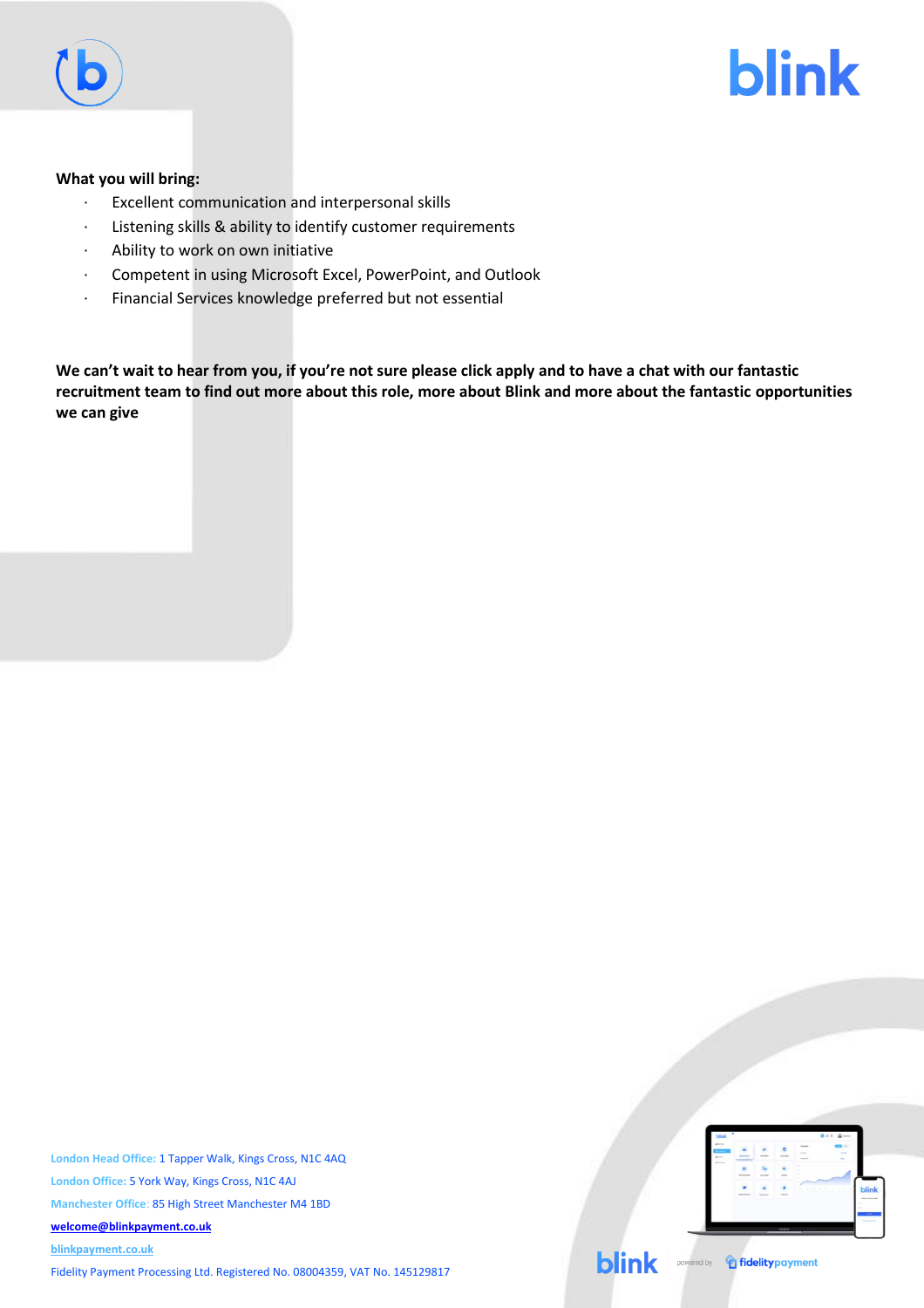**What you will bring:**

- Excellent communication and interpersonal skills
- Listening skills & ability to identify customer requirements
- Ability to work on own initiative
- Competent in using Microsoft Excel, PowerPoint, and Outlook
- Financial Services knowledge preferred but not essential

**We can't wait to hear from you, if you're not sure please click apply and to have a chat with our fantastic recruitment team to find out more about this role, more about Blink and more about the fantastic opportunities we can give**

London Head Office: 1 Tapper Walk, Kings Cross, N1C 4AQ

London Office: 5 York Way, Kings Cross, N1C 4AJ

Manchester Office: 85 High Street Manchester M4 1BD

welcome@blinkpayment.co.uk

blinkpayment.co.uk

Fidelity Payment Processing Ltd. Registered No. 08004359, VAT No. 145129817